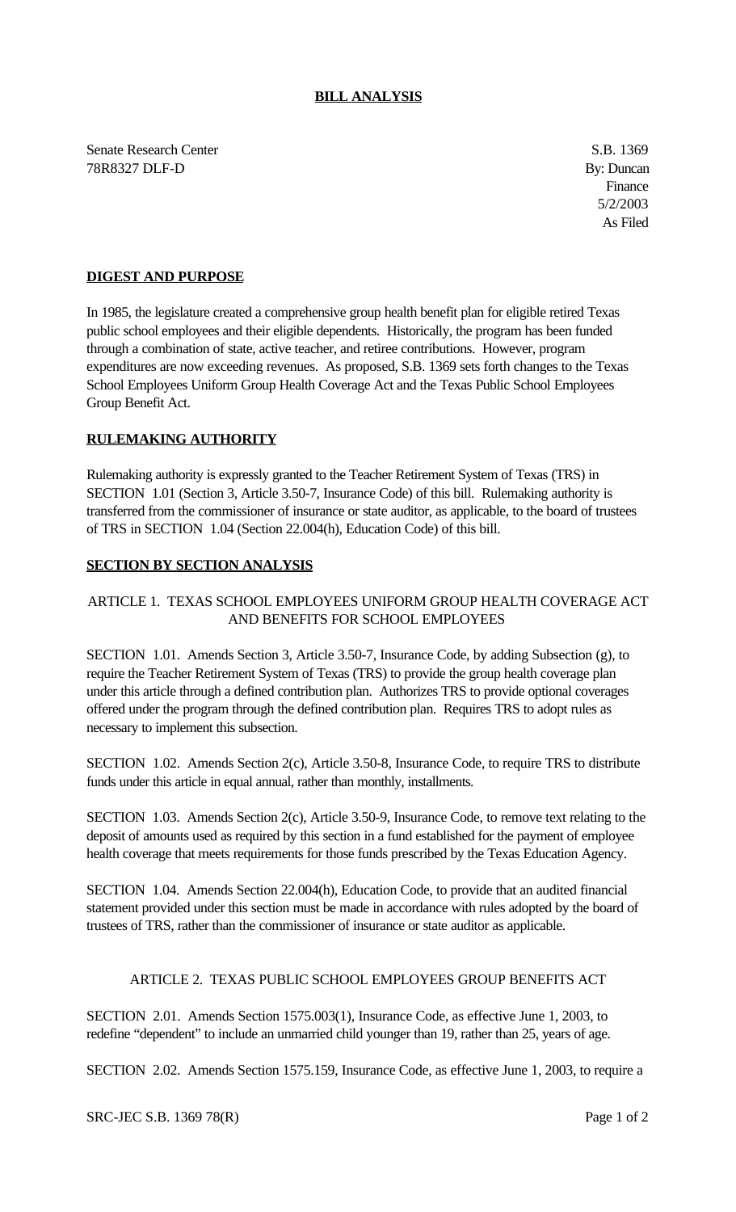# BILL ANALYSIS

Senate Research Center
78R8327 DLF-D

S.B. 1369
By: Duncan
Finance
5/2/2003
As Filed

## DIGEST AND PURPOSE

In 1985, the legislature created a comprehensive group health benefit plan for eligible retired Texas public school employees and their eligible dependents. Historically, the program has been funded through a combination of state, active teacher, and retiree contributions. However, program expenditures are now exceeding revenues. As proposed, S.B. 1369 sets forth changes to the Texas School Employees Uniform Group Health Coverage Act and the Texas Public School Employees Group Benefit Act.

## RULEMAKING AUTHORITY

Rulemaking authority is expressly granted to the Teacher Retirement System of Texas (TRS) in SECTION 1.01 (Section 3, Article 3.50-7, Insurance Code) of this bill. Rulemaking authority is transferred from the commissioner of insurance or state auditor, as applicable, to the board of trustees of TRS in SECTION 1.04 (Section 22.004(h), Education Code) of this bill.

## SECTION BY SECTION ANALYSIS

### ARTICLE 1. TEXAS SCHOOL EMPLOYEES UNIFORM GROUP HEALTH COVERAGE ACT AND BENEFITS FOR SCHOOL EMPLOYEES

SECTION 1.01. Amends Section 3, Article 3.50-7, Insurance Code, by adding Subsection (g), to require the Teacher Retirement System of Texas (TRS) to provide the group health coverage plan under this article through a defined contribution plan. Authorizes TRS to provide optional coverages offered under the program through the defined contribution plan. Requires TRS to adopt rules as necessary to implement this subsection.

SECTION 1.02. Amends Section 2(c), Article 3.50-8, Insurance Code, to require TRS to distribute funds under this article in equal annual, rather than monthly, installments.

SECTION 1.03. Amends Section 2(c), Article 3.50-9, Insurance Code, to remove text relating to the deposit of amounts used as required by this section in a fund established for the payment of employee health coverage that meets requirements for those funds prescribed by the Texas Education Agency.

SECTION 1.04. Amends Section 22.004(h), Education Code, to provide that an audited financial statement provided under this section must be made in accordance with rules adopted by the board of trustees of TRS, rather than the commissioner of insurance or state auditor as applicable.

### ARTICLE 2. TEXAS PUBLIC SCHOOL EMPLOYEES GROUP BENEFITS ACT

SECTION 2.01. Amends Section 1575.003(1), Insurance Code, as effective June 1, 2003, to redefine "dependent" to include an unmarried child younger than 19, rather than 25, years of age.

SECTION 2.02. Amends Section 1575.159, Insurance Code, as effective June 1, 2003, to require a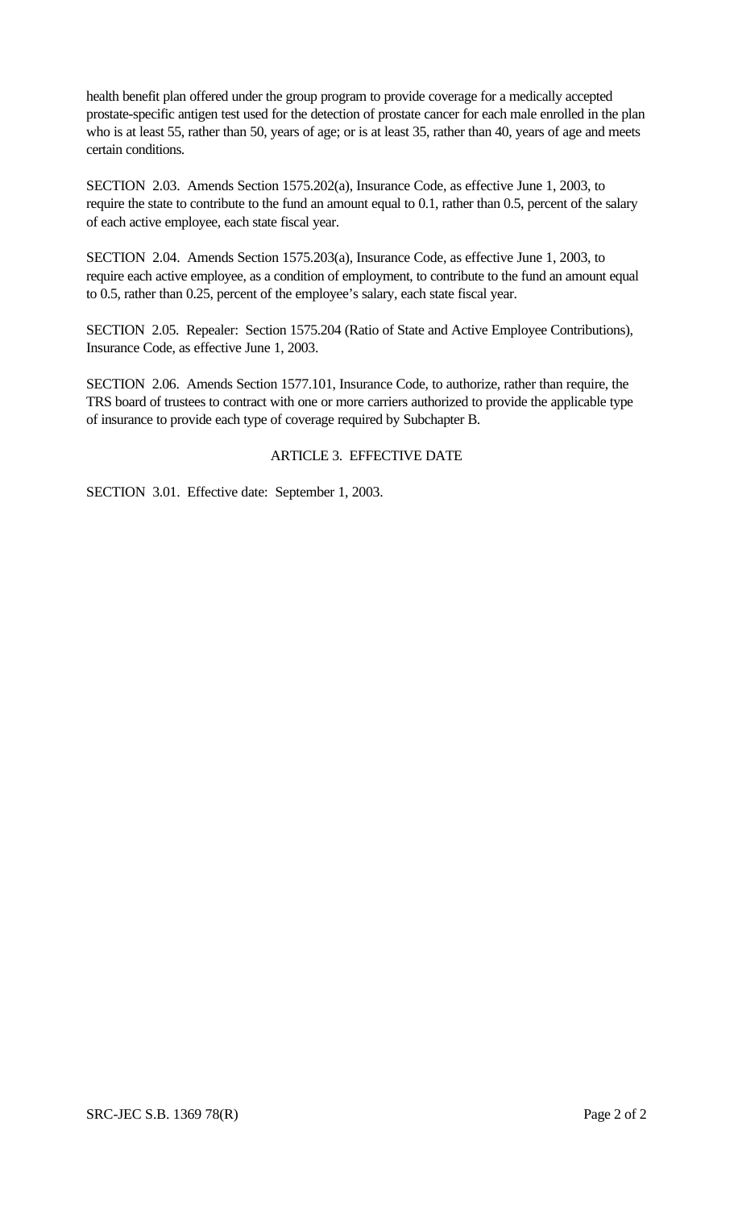health benefit plan offered under the group program to provide coverage for a medically accepted prostate-specific antigen test used for the detection of prostate cancer for each male enrolled in the plan who is at least 55, rather than 50, years of age; or is at least 35, rather than 40, years of age and meets certain conditions.

SECTION 2.03. Amends Section 1575.202(a), Insurance Code, as effective June 1, 2003, to require the state to contribute to the fund an amount equal to 0.1, rather than 0.5, percent of the salary of each active employee, each state fiscal year.

SECTION 2.04. Amends Section 1575.203(a), Insurance Code, as effective June 1, 2003, to require each active employee, as a condition of employment, to contribute to the fund an amount equal to 0.5, rather than 0.25, percent of the employee's salary, each state fiscal year.

SECTION 2.05. Repealer: Section 1575.204 (Ratio of State and Active Employee Contributions), Insurance Code, as effective June 1, 2003.

SECTION 2.06. Amends Section 1577.101, Insurance Code, to authorize, rather than require, the TRS board of trustees to contract with one or more carriers authorized to provide the applicable type of insurance to provide each type of coverage required by Subchapter B.

ARTICLE 3. EFFECTIVE DATE

SECTION 3.01. Effective date: September 1, 2003.